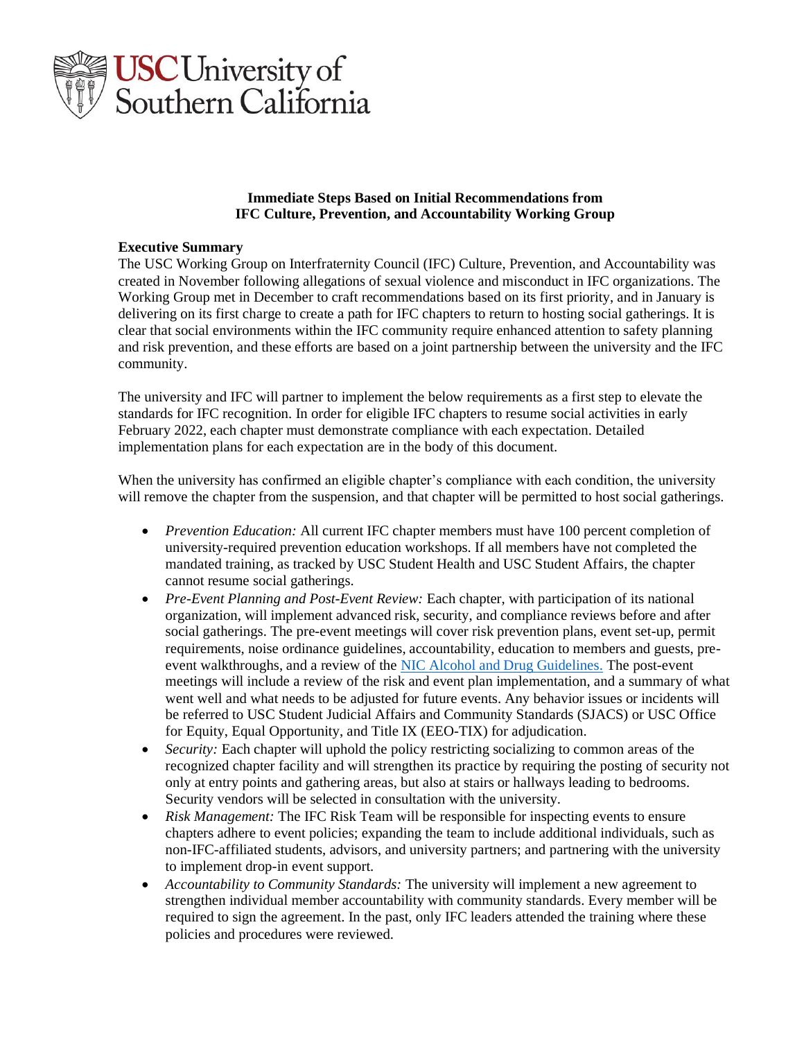USC University of Southern California

**Immediate Steps Based on Initial Recommendations from IFC Culture, Prevention, and Accountability Working Group**

**Executive Summary**

The USC Working Group on Interfraternity Council (IFC) Culture, Prevention, and Accountability was created in November following allegations of sexual violence and misconduct in IFC organizations. The Working Group met in December to craft recommendations based on its first priority, and in January is delivering on its first charge to create a path for IFC chapters to return to hosting social gatherings. It is clear that social environments within the IFC community require enhanced attention to safety planning and risk prevention, and these efforts are based on a joint partnership between the university and the IFC community.

The university and IFC will partner to implement the below requirements as a first step to elevate the standards for IFC recognition. In order for eligible IFC chapters to resume social activities in early February 2022, each chapter must demonstrate compliance with each expectation. Detailed implementation plans for each expectation are in the body of this document.

When the university has confirmed an eligible chapter's compliance with each condition, the university will remove the chapter from the suspension, and that chapter will be permitted to host social gatherings.

- *Prevention Education:* All current IFC chapter members must have 100 percent completion of university-required prevention education workshops. If all members have not completed the mandated training, as tracked by USC Student Health and USC Student Affairs, the chapter cannot resume social gatherings.
- *Pre-Event Planning and Post-Event Review:* Each chapter, with participation of its national organization, will implement advanced risk, security, and compliance reviews before and after social gatherings. The pre-event meetings will cover risk prevention plans, event set-up, permit requirements, noise ordinance guidelines, accountability, education to members and guests, pre-event walkthroughs, and a review of the [NIC Alcohol and Drug Guidelines.](NIC Alcohol and Drug Guidelines) The post-event meetings will include a review of the risk and event plan implementation, and a summary of what went well and what needs to be adjusted for future events. Any behavior issues or incidents will be referred to USC Student Judicial Affairs and Community Standards (SJACS) or USC Office for Equity, Equal Opportunity, and Title IX (EEO-TIX) for adjudication.
- *Security:* Each chapter will uphold the policy restricting socializing to common areas of the recognized chapter facility and will strengthen its practice by requiring the posting of security not only at entry points and gathering areas, but also at stairs or hallways leading to bedrooms. Security vendors will be selected in consultation with the university.
- *Risk Management:* The IFC Risk Team will be responsible for inspecting events to ensure chapters adhere to event policies; expanding the team to include additional individuals, such as non-IFC-affiliated students, advisors, and university partners; and partnering with the university to implement drop-in event support.
- *Accountability to Community Standards:* The university will implement a new agreement to strengthen individual member accountability with community standards. Every member will be required to sign the agreement. In the past, only IFC leaders attended the training where these policies and procedures were reviewed.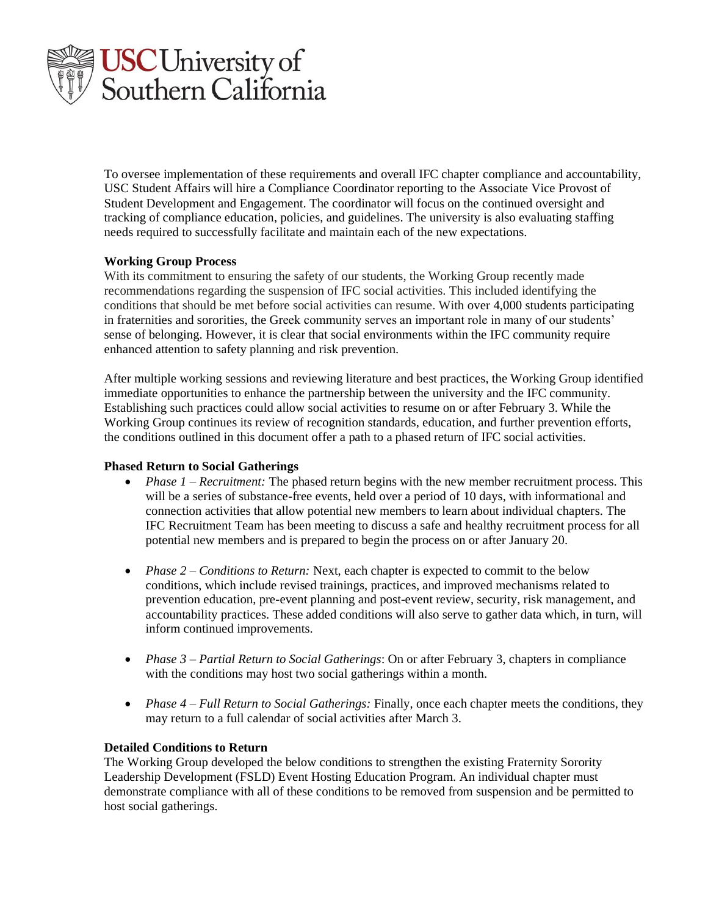To oversee implementation of these requirements and overall IFC chapter compliance and accountability, USC Student Affairs will hire a Compliance Coordinator reporting to the Associate Vice Provost of Student Development and Engagement. The coordinator will focus on the continued oversight and tracking of compliance education, policies, and guidelines. The university is also evaluating staffing needs required to successfully facilitate and maintain each of the new expectations.

**Working Group Process**

With its commitment to ensuring the safety of our students, the Working Group recently made recommendations regarding the suspension of IFC social activities. This included identifying the conditions that should be met before social activities can resume. With over 4,000 students participating in fraternities and sororities, the Greek community serves an important role in many of our students' sense of belonging. However, it is clear that social environments within the IFC community require enhanced attention to safety planning and risk prevention.

After multiple working sessions and reviewing literature and best practices, the Working Group identified immediate opportunities to enhance the partnership between the university and the IFC community. Establishing such practices could allow social activities to resume on or after February 3. While the Working Group continues its review of recognition standards, education, and further prevention efforts, the conditions outlined in this document offer a path to a phased return of IFC social activities.

**Phased Return to Social Gatherings**

- *Phase 1 – Recruitment:* The phased return begins with the new member recruitment process. This will be a series of substance-free events, held over a period of 10 days, with informational and connection activities that allow potential new members to learn about individual chapters. The IFC Recruitment Team has been meeting to discuss a safe and healthy recruitment process for all potential new members and is prepared to begin the process on or after January 20.

- *Phase 2 – Conditions to Return:* Next, each chapter is expected to commit to the below conditions, which include revised trainings, practices, and improved mechanisms related to prevention education, pre-event planning and post-event review, security, risk management, and accountability practices. These added conditions will also serve to gather data which, in turn, will inform continued improvements.

- *Phase 3 – Partial Return to Social Gatherings*: On or after February 3, chapters in compliance with the conditions may host two social gatherings within a month.

- *Phase 4 – Full Return to Social Gatherings:* Finally, once each chapter meets the conditions, they may return to a full calendar of social activities after March 3.

**Detailed Conditions to Return**

The Working Group developed the below conditions to strengthen the existing Fraternity Sorority Leadership Development (FSLD) Event Hosting Education Program. An individual chapter must demonstrate compliance with all of these conditions to be removed from suspension and be permitted to host social gatherings.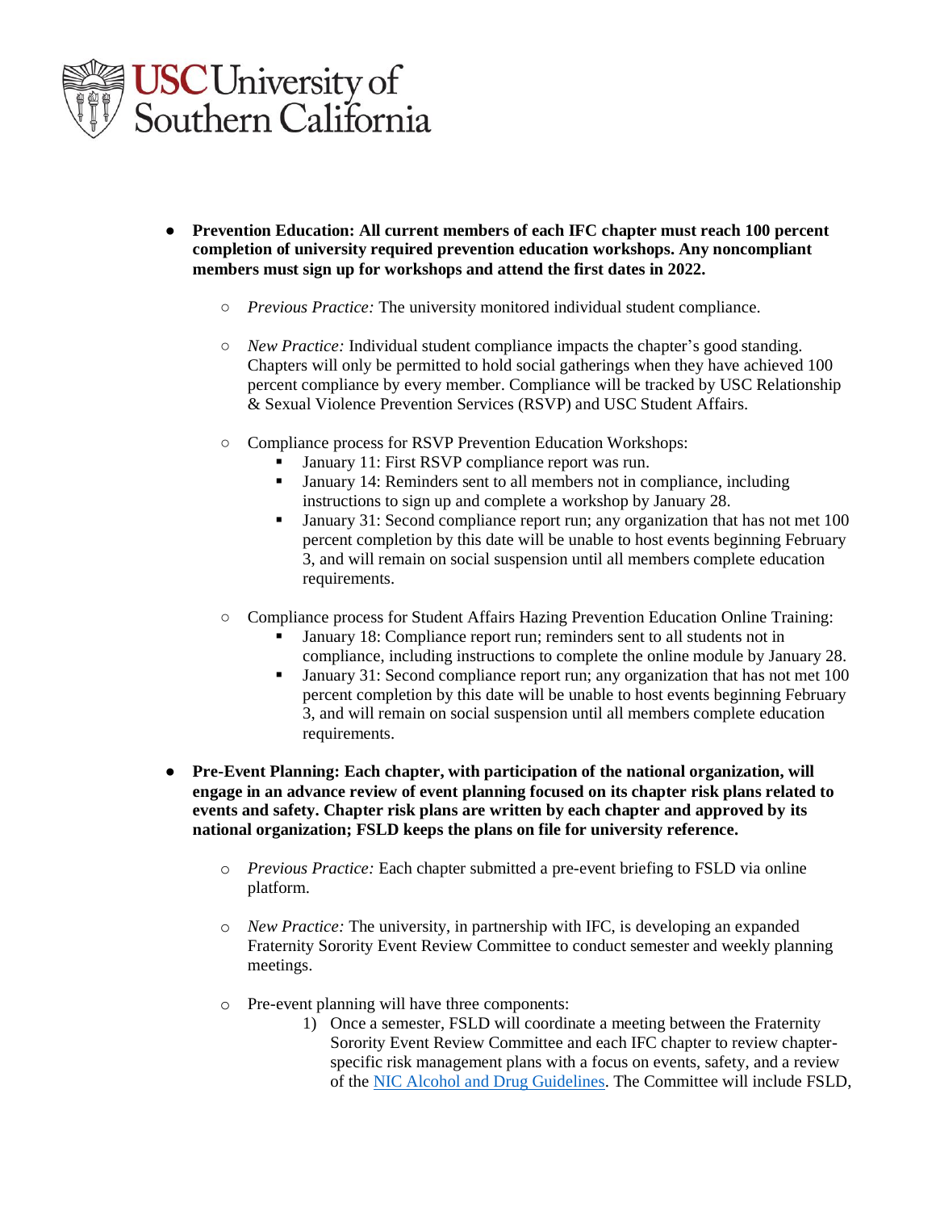- **Prevention Education: All current members of each IFC chapter must reach 100 percent completion of university required prevention education workshops. Any noncompliant members must sign up for workshops and attend the first dates in 2022.**

  - *Previous Practice:* The university monitored individual student compliance.

  - *New Practice:* Individual student compliance impacts the chapter's good standing. Chapters will only be permitted to hold social gatherings when they have achieved 100 percent compliance by every member. Compliance will be tracked by USC Relationship & Sexual Violence Prevention Services (RSVP) and USC Student Affairs.

  - Compliance process for RSVP Prevention Education Workshops:
    - January 11: First RSVP compliance report was run.
    - January 14: Reminders sent to all members not in compliance, including instructions to sign up and complete a workshop by January 28.
    - January 31: Second compliance report run; any organization that has not met 100 percent completion by this date will be unable to host events beginning February 3, and will remain on social suspension until all members complete education requirements.

  - Compliance process for Student Affairs Hazing Prevention Education Online Training:
    - January 18: Compliance report run; reminders sent to all students not in compliance, including instructions to complete the online module by January 28.
    - January 31: Second compliance report run; any organization that has not met 100 percent completion by this date will be unable to host events beginning February 3, and will remain on social suspension until all members complete education requirements.

- **Pre-Event Planning: Each chapter, with participation of the national organization, will engage in an advance review of event planning focused on its chapter risk plans related to events and safety. Chapter risk plans are written by each chapter and approved by its national organization; FSLD keeps the plans on file for university reference.**

  - *Previous Practice:* Each chapter submitted a pre-event briefing to FSLD via online platform.

  - *New Practice:* The university, in partnership with IFC, is developing an expanded Fraternity Sorority Event Review Committee to conduct semester and weekly planning meetings.

  - Pre-event planning will have three components:
    1) Once a semester, FSLD will coordinate a meeting between the Fraternity Sorority Event Review Committee and each IFC chapter to review chapter-specific risk management plans with a focus on events, safety, and a review of the [NIC Alcohol and Drug Guidelines](). The Committee will include FSLD,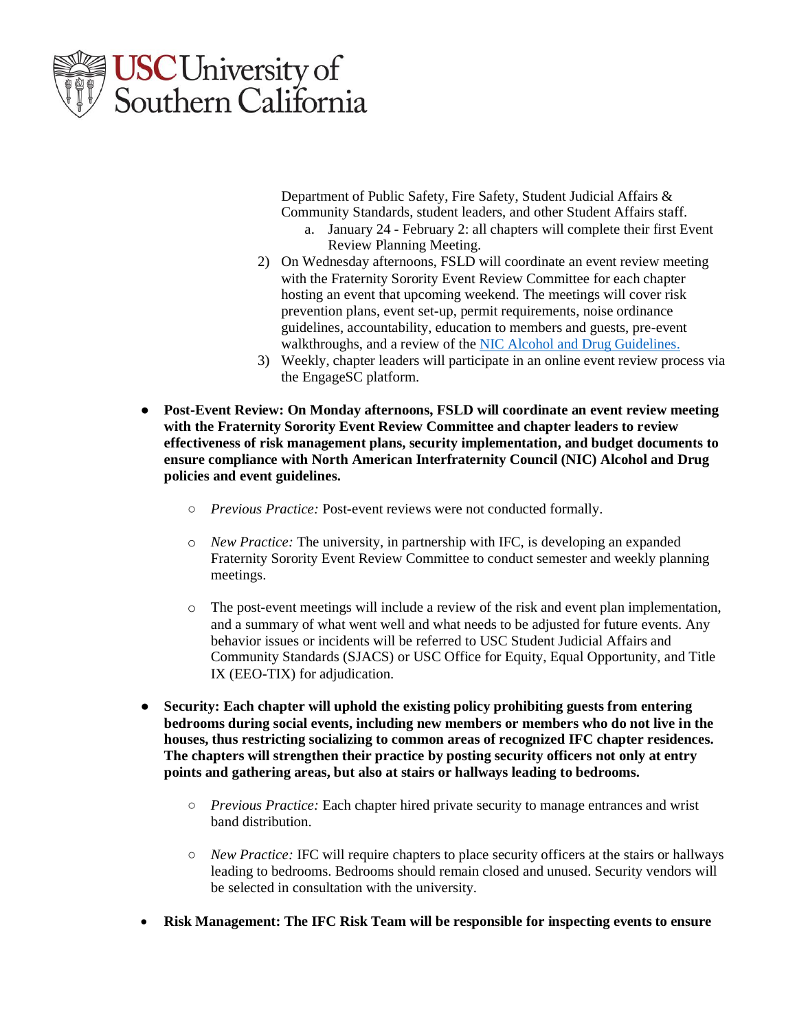Department of Public Safety, Fire Safety, Student Judicial Affairs & Community Standards, student leaders, and other Student Affairs staff.
   a. January 24 - February 2: all chapters will complete their first Event Review Planning Meeting.
2) On Wednesday afternoons, FSLD will coordinate an event review meeting with the Fraternity Sorority Event Review Committee for each chapter hosting an event that upcoming weekend. The meetings will cover risk prevention plans, event set-up, permit requirements, noise ordinance guidelines, accountability, education to members and guests, pre-event walkthroughs, and a review of the [NIC Alcohol and Drug Guidelines.]()
3) Weekly, chapter leaders will participate in an online event review process via the EngageSC platform.

- **Post-Event Review: On Monday afternoons, FSLD will coordinate an event review meeting with the Fraternity Sorority Event Review Committee and chapter leaders to review effectiveness of risk management plans, security implementation, and budget documents to ensure compliance with North American Interfraternity Council (NIC) Alcohol and Drug policies and event guidelines.**
  - *Previous Practice:* Post-event reviews were not conducted formally.
  - *New Practice:* The university, in partnership with IFC, is developing an expanded Fraternity Sorority Event Review Committee to conduct semester and weekly planning meetings.
  - The post-event meetings will include a review of the risk and event plan implementation, and a summary of what went well and what needs to be adjusted for future events. Any behavior issues or incidents will be referred to USC Student Judicial Affairs and Community Standards (SJACS) or USC Office for Equity, Equal Opportunity, and Title IX (EEO-TIX) for adjudication.

- **Security: Each chapter will uphold the existing policy prohibiting guests from entering bedrooms during social events, including new members or members who do not live in the houses, thus restricting socializing to common areas of recognized IFC chapter residences. The chapters will strengthen their practice by posting security officers not only at entry points and gathering areas, but also at stairs or hallways leading to bedrooms.**
  - *Previous Practice:* Each chapter hired private security to manage entrances and wrist band distribution.
  - *New Practice:* IFC will require chapters to place security officers at the stairs or hallways leading to bedrooms. Bedrooms should remain closed and unused. Security vendors will be selected in consultation with the university.

- **Risk Management: The IFC Risk Team will be responsible for inspecting events to ensure**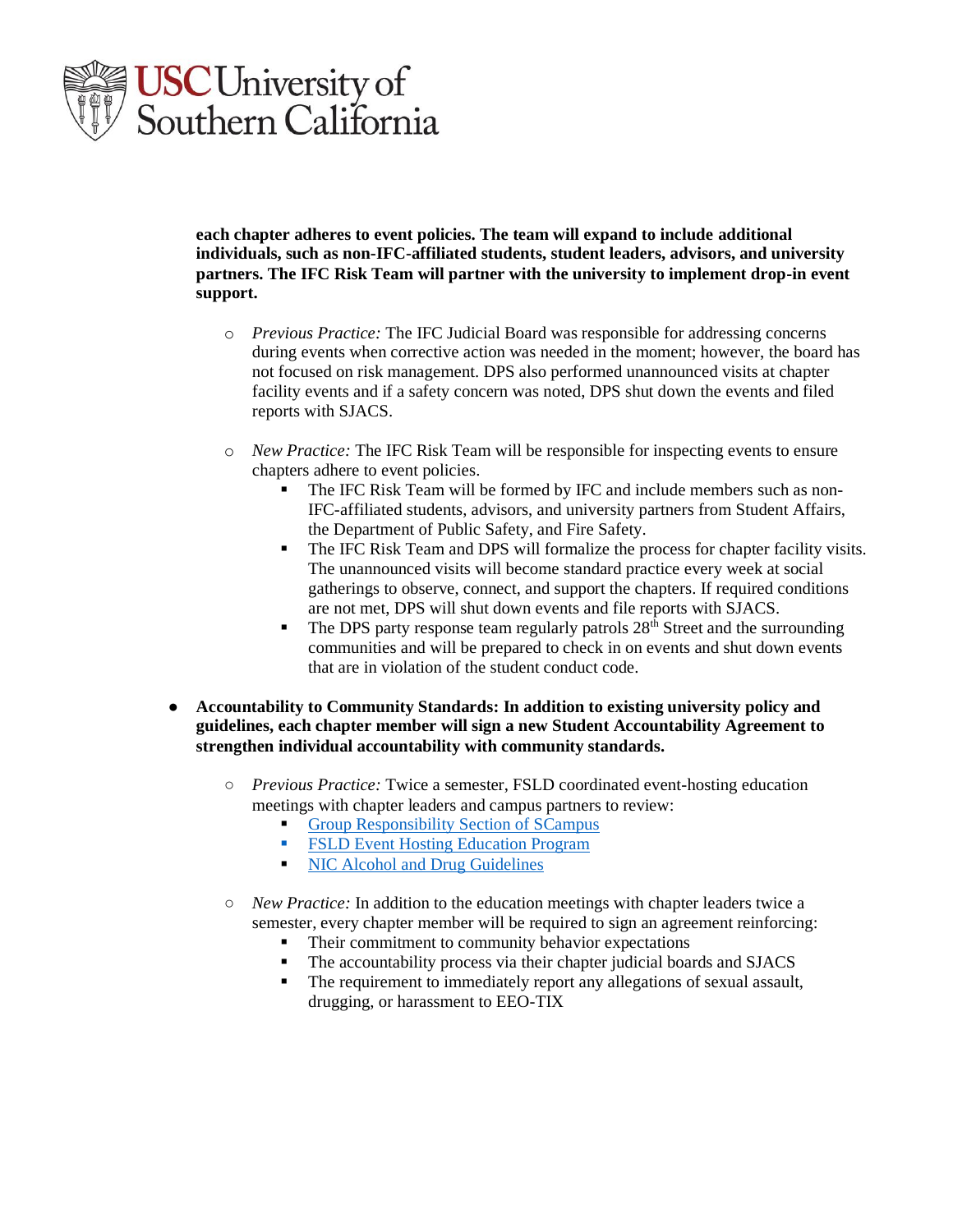**each chapter adheres to event policies. The team will expand to include additional individuals, such as non-IFC-affiliated students, student leaders, advisors, and university partners. The IFC Risk Team will partner with the university to implement drop-in event support.**

- *Previous Practice:* The IFC Judicial Board was responsible for addressing concerns during events when corrective action was needed in the moment; however, the board has not focused on risk management. DPS also performed unannounced visits at chapter facility events and if a safety concern was noted, DPS shut down the events and filed reports with SJACS.

- *New Practice:* The IFC Risk Team will be responsible for inspecting events to ensure chapters adhere to event policies.
  - The IFC Risk Team will be formed by IFC and include members such as non-IFC-affiliated students, advisors, and university partners from Student Affairs, the Department of Public Safety, and Fire Safety.
  - The IFC Risk Team and DPS will formalize the process for chapter facility visits. The unannounced visits will become standard practice every week at social gatherings to observe, connect, and support the chapters. If required conditions are not met, DPS will shut down events and file reports with SJACS.
  - The DPS party response team regularly patrols 28th Street and the surrounding communities and will be prepared to check in on events and shut down events that are in violation of the student conduct code.

- **Accountability to Community Standards: In addition to existing university policy and guidelines, each chapter member will sign a new Student Accountability Agreement to strengthen individual accountability with community standards.**
  - *Previous Practice:* Twice a semester, FSLD coordinated event-hosting education meetings with chapter leaders and campus partners to review:
    - Group Responsibility Section of SCampus
    - FSLD Event Hosting Education Program
    - NIC Alcohol and Drug Guidelines
  - *New Practice:* In addition to the education meetings with chapter leaders twice a semester, every chapter member will be required to sign an agreement reinforcing:
    - Their commitment to community behavior expectations
    - The accountability process via their chapter judicial boards and SJACS
    - The requirement to immediately report any allegations of sexual assault, drugging, or harassment to EEO-TIX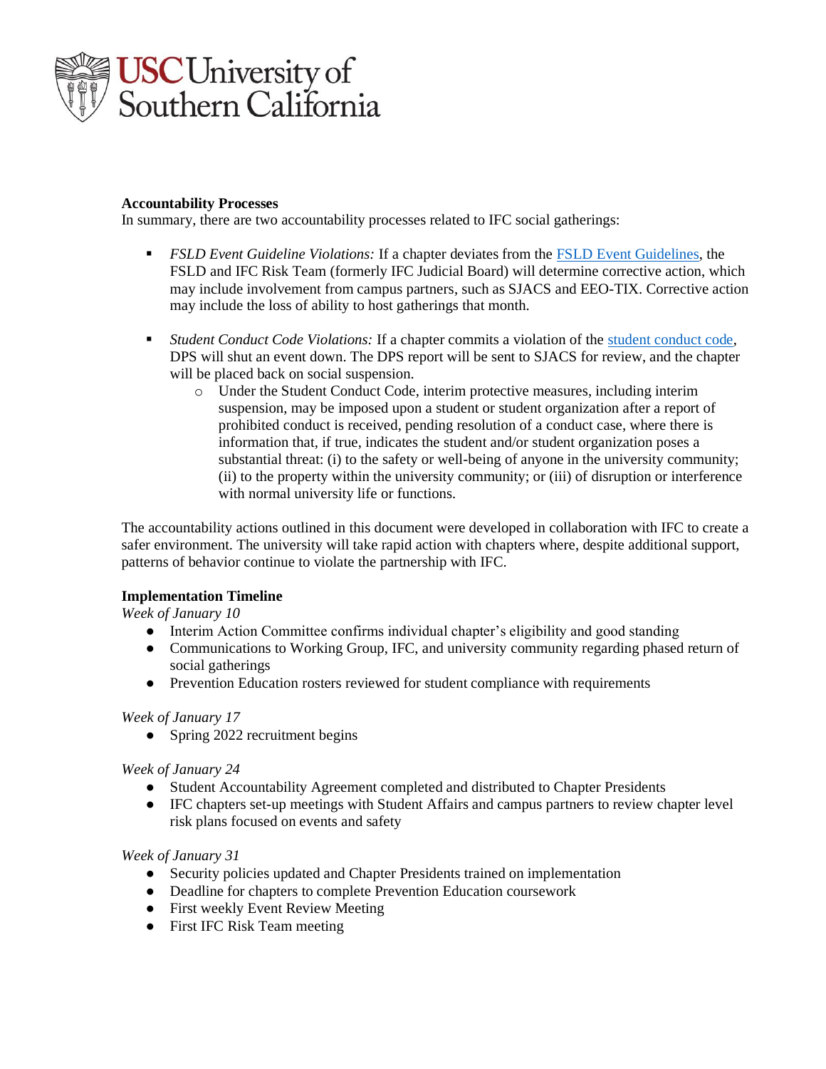**Accountability Processes**

In summary, there are two accountability processes related to IFC social gatherings:

- *FSLD Event Guideline Violations:* If a chapter deviates from the FSLD Event Guidelines, the FSLD and IFC Risk Team (formerly IFC Judicial Board) will determine corrective action, which may include involvement from campus partners, such as SJACS and EEO-TIX. Corrective action may include the loss of ability to host gatherings that month.
- *Student Conduct Code Violations:* If a chapter commits a violation of the student conduct code, DPS will shut an event down. The DPS report will be sent to SJACS for review, and the chapter will be placed back on social suspension.
  - Under the Student Conduct Code, interim protective measures, including interim suspension, may be imposed upon a student or student organization after a report of prohibited conduct is received, pending resolution of a conduct case, where there is information that, if true, indicates the student and/or student organization poses a substantial threat: (i) to the safety or well-being of anyone in the university community; (ii) to the property within the university community; or (iii) of disruption or interference with normal university life or functions.

The accountability actions outlined in this document were developed in collaboration with IFC to create a safer environment. The university will take rapid action with chapters where, despite additional support, patterns of behavior continue to violate the partnership with IFC.

**Implementation Timeline**

*Week of January 10*

- Interim Action Committee confirms individual chapter's eligibility and good standing
- Communications to Working Group, IFC, and university community regarding phased return of social gatherings
- Prevention Education rosters reviewed for student compliance with requirements

*Week of January 17*

- Spring 2022 recruitment begins

*Week of January 24*

- Student Accountability Agreement completed and distributed to Chapter Presidents
- IFC chapters set-up meetings with Student Affairs and campus partners to review chapter level risk plans focused on events and safety

*Week of January 31*

- Security policies updated and Chapter Presidents trained on implementation
- Deadline for chapters to complete Prevention Education coursework
- First weekly Event Review Meeting
- First IFC Risk Team meeting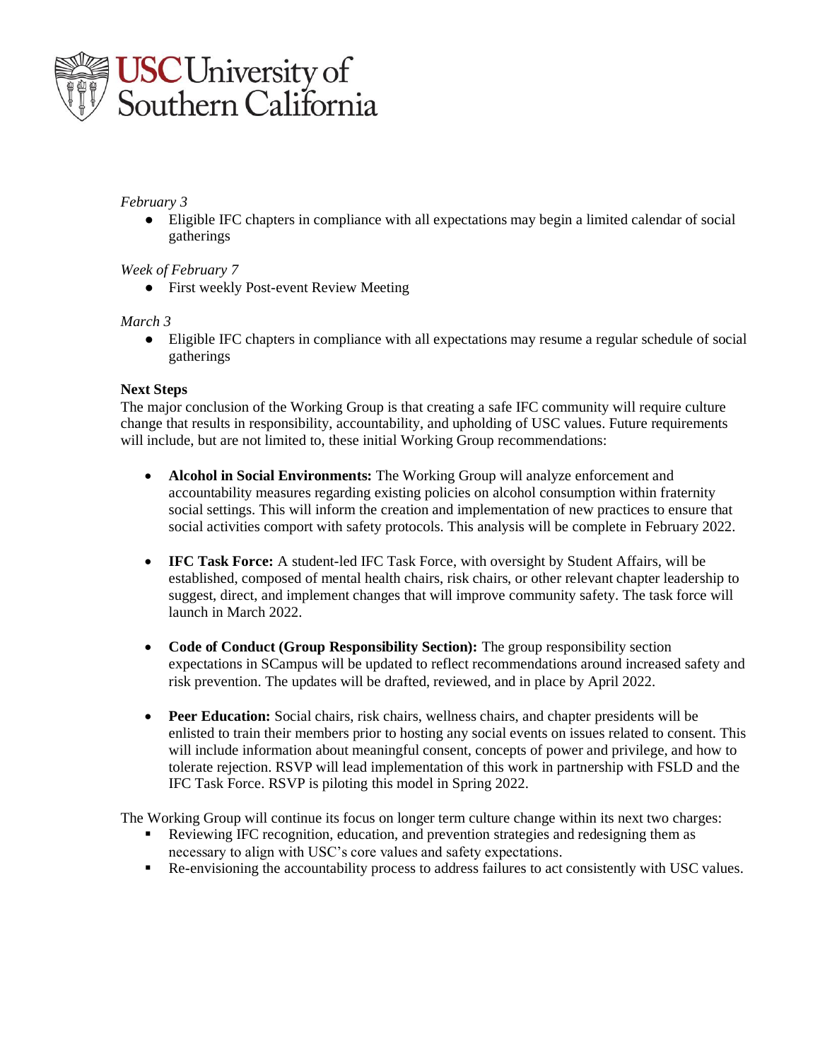*February 3*

- Eligible IFC chapters in compliance with all expectations may begin a limited calendar of social gatherings

*Week of February 7*

- First weekly Post-event Review Meeting

*March 3*

- Eligible IFC chapters in compliance with all expectations may resume a regular schedule of social gatherings

**Next Steps**

The major conclusion of the Working Group is that creating a safe IFC community will require culture change that results in responsibility, accountability, and upholding of USC values. Future requirements will include, but are not limited to, these initial Working Group recommendations:

- **Alcohol in Social Environments:** The Working Group will analyze enforcement and accountability measures regarding existing policies on alcohol consumption within fraternity social settings. This will inform the creation and implementation of new practices to ensure that social activities comport with safety protocols. This analysis will be complete in February 2022.

- **IFC Task Force:** A student-led IFC Task Force, with oversight by Student Affairs, will be established, composed of mental health chairs, risk chairs, or other relevant chapter leadership to suggest, direct, and implement changes that will improve community safety. The task force will launch in March 2022.

- **Code of Conduct (Group Responsibility Section):** The group responsibility section expectations in SCampus will be updated to reflect recommendations around increased safety and risk prevention. The updates will be drafted, reviewed, and in place by April 2022.

- **Peer Education:** Social chairs, risk chairs, wellness chairs, and chapter presidents will be enlisted to train their members prior to hosting any social events on issues related to consent. This will include information about meaningful consent, concepts of power and privilege, and how to tolerate rejection. RSVP will lead implementation of this work in partnership with FSLD and the IFC Task Force. RSVP is piloting this model in Spring 2022.

The Working Group will continue its focus on longer term culture change within its next two charges:

- Reviewing IFC recognition, education, and prevention strategies and redesigning them as necessary to align with USC's core values and safety expectations.
- Re-envisioning the accountability process to address failures to act consistently with USC values.